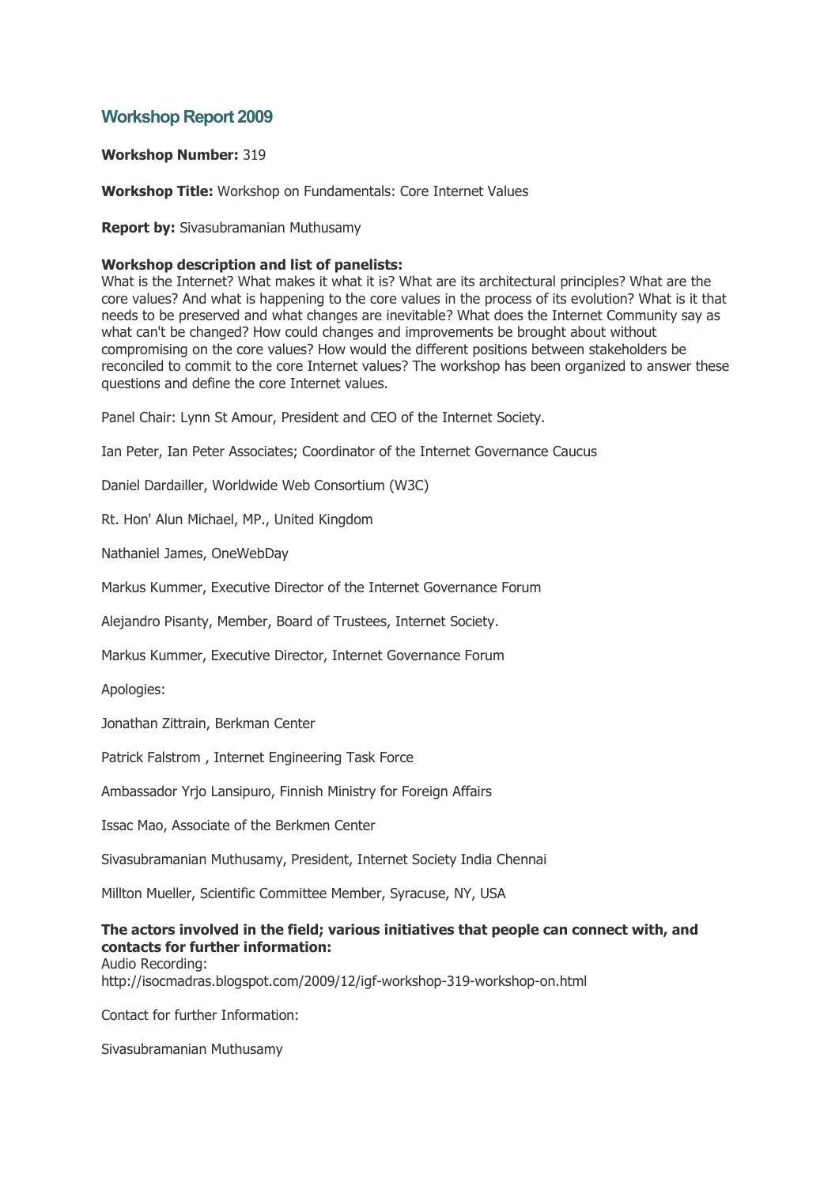# Workshop Report 2009

**Workshop Number:** 319

**Workshop Title:** Workshop on Fundamentals: Core Internet Values

**Report by:** Sivasubramanian Muthusamy

**Workshop description and list of panelists:**
What is the Internet? What makes it what it is? What are its architectural principles? What are the core values? And what is happening to the core values in the process of its evolution? What is it that needs to be preserved and what changes are inevitable? What does the Internet Community say as what can't be changed? How could changes and improvements be brought about without compromising on the core values? How would the different positions between stakeholders be reconciled to commit to the core Internet values? The workshop has been organized to answer these questions and define the core Internet values.

Panel Chair: Lynn St Amour, President and CEO of the Internet Society.

Ian Peter, Ian Peter Associates; Coordinator of the Internet Governance Caucus

Daniel Dardailler, Worldwide Web Consortium (W3C)

Rt. Hon' Alun Michael, MP., United Kingdom

Nathaniel James, OneWebDay

Markus Kummer, Executive Director of the Internet Governance Forum

Alejandro Pisanty, Member, Board of Trustees, Internet Society.

Markus Kummer, Executive Director, Internet Governance Forum

Apologies:

Jonathan Zittrain, Berkman Center

Patrick Falstrom , Internet Engineering Task Force

Ambassador Yrjo Lansipuro, Finnish Ministry for Foreign Affairs

Issac Mao, Associate of the Berkmen Center

Sivasubramanian Muthusamy, President, Internet Society India Chennai

Millton Mueller, Scientific Committee Member, Syracuse, NY, USA

**The actors involved in the field; various initiatives that people can connect with, and contacts for further information:**
Audio Recording:
http://isocmadras.blogspot.com/2009/12/igf-workshop-319-workshop-on.html

Contact for further Information:

Sivasubramanian Muthusamy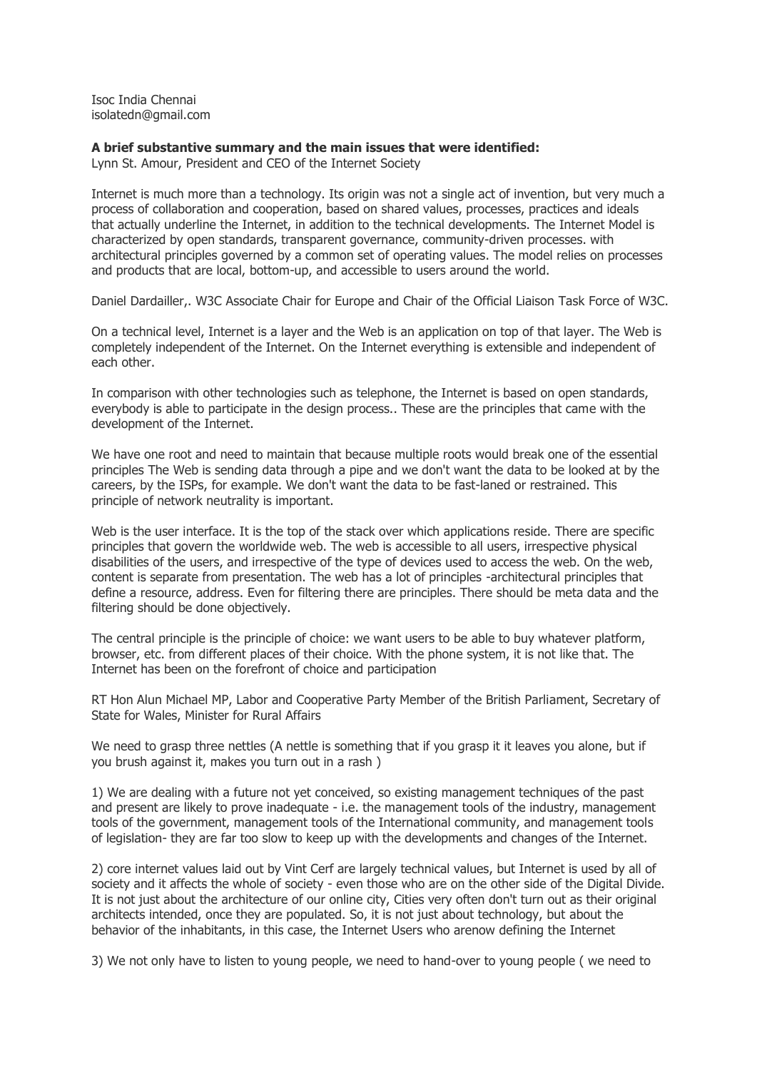Isoc India Chennai
isolatedn@gmail.com

**A brief substantive summary and the main issues that were identified:**
Lynn St. Amour, President and CEO of the Internet Society

Internet is much more than a technology. Its origin was not a single act of invention, but very much a process of collaboration and cooperation, based on shared values, processes, practices and ideals that actually underline the Internet, in addition to the technical developments. The Internet Model is characterized by open standards, transparent governance, community-driven processes. with architectural principles governed by a common set of operating values. The model relies on processes and products that are local, bottom-up, and accessible to users around the world.

Daniel Dardailler,. W3C Associate Chair for Europe and Chair of the Official Liaison Task Force of W3C.

On a technical level, Internet is a layer and the Web is an application on top of that layer. The Web is completely independent of the Internet. On the Internet everything is extensible and independent of each other.

In comparison with other technologies such as telephone, the Internet is based on open standards, everybody is able to participate in the design process.. These are the principles that came with the development of the Internet.

We have one root and need to maintain that because multiple roots would break one of the essential principles The Web is sending data through a pipe and we don't want the data to be looked at by the careers, by the ISPs, for example. We don't want the data to be fast-laned or restrained. This principle of network neutrality is important.

Web is the user interface. It is the top of the stack over which applications reside. There are specific principles that govern the worldwide web. The web is accessible to all users, irrespective physical disabilities of the users, and irrespective of the type of devices used to access the web. On the web, content is separate from presentation. The web has a lot of principles -architectural principles that define a resource, address. Even for filtering there are principles. There should be meta data and the filtering should be done objectively.

The central principle is the principle of choice: we want users to be able to buy whatever platform, browser, etc. from different places of their choice. With the phone system, it is not like that. The Internet has been on the forefront of choice and participation

RT Hon Alun Michael MP, Labor and Cooperative Party Member of the British Parliament, Secretary of State for Wales, Minister for Rural Affairs

We need to grasp three nettles (A nettle is something that if you grasp it it leaves you alone, but if you brush against it, makes you turn out in a rash )

1) We are dealing with a future not yet conceived, so existing management techniques of the past and present are likely to prove inadequate - i.e. the management tools of the industry, management tools of the government, management tools of the International community, and management tools of legislation- they are far too slow to keep up with the developments and changes of the Internet.

2) core internet values laid out by Vint Cerf are largely technical values, but Internet is used by all of society and it affects the whole of society - even those who are on the other side of the Digital Divide. It is not just about the architecture of our online city, Cities very often don't turn out as their original architects intended, once they are populated. So, it is not just about technology, but about the behavior of the inhabitants, in this case, the Internet Users who arenow defining the Internet

3) We not only have to listen to young people, we need to hand-over to young people ( we need to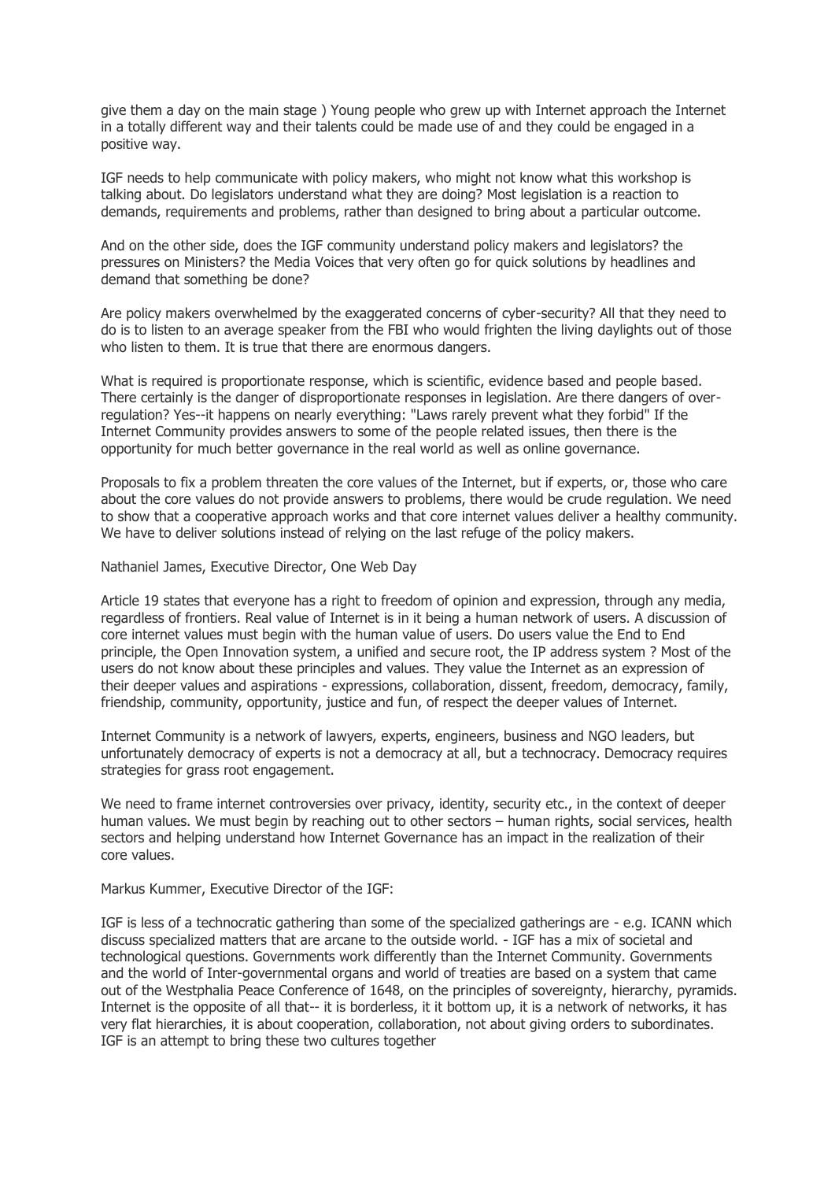give them a day on the main stage ) Young people who grew up with Internet approach the Internet in a totally different way and their talents could be made use of and they could be engaged in a positive way.

IGF needs to help communicate with policy makers, who might not know what this workshop is talking about. Do legislators understand what they are doing? Most legislation is a reaction to demands, requirements and problems, rather than designed to bring about a particular outcome.

And on the other side, does the IGF community understand policy makers and legislators? the pressures on Ministers? the Media Voices that very often go for quick solutions by headlines and demand that something be done?

Are policy makers overwhelmed by the exaggerated concerns of cyber-security? All that they need to do is to listen to an average speaker from the FBI who would frighten the living daylights out of those who listen to them. It is true that there are enormous dangers.

What is required is proportionate response, which is scientific, evidence based and people based. There certainly is the danger of disproportionate responses in legislation. Are there dangers of over-regulation? Yes--it happens on nearly everything: "Laws rarely prevent what they forbid" If the Internet Community provides answers to some of the people related issues, then there is the opportunity for much better governance in the real world as well as online governance.

Proposals to fix a problem threaten the core values of the Internet, but if experts, or, those who care about the core values do not provide answers to problems, there would be crude regulation. We need to show that a cooperative approach works and that core internet values deliver a healthy community. We have to deliver solutions instead of relying on the last refuge of the policy makers.

Nathaniel James, Executive Director, One Web Day

Article 19 states that everyone has a right to freedom of opinion and expression, through any media, regardless of frontiers. Real value of Internet is in it being a human network of users. A discussion of core internet values must begin with the human value of users. Do users value the End to End principle, the Open Innovation system, a unified and secure root, the IP address system ? Most of the users do not know about these principles and values. They value the Internet as an expression of their deeper values and aspirations - expressions, collaboration, dissent, freedom, democracy, family, friendship, community, opportunity, justice and fun, of respect the deeper values of Internet.

Internet Community is a network of lawyers, experts, engineers, business and NGO leaders, but unfortunately democracy of experts is not a democracy at all, but a technocracy. Democracy requires strategies for grass root engagement.

We need to frame internet controversies over privacy, identity, security etc., in the context of deeper human values. We must begin by reaching out to other sectors – human rights, social services, health sectors and helping understand how Internet Governance has an impact in the realization of their core values.

Markus Kummer, Executive Director of the IGF:

IGF is less of a technocratic gathering than some of the specialized gatherings are - e.g. ICANN which discuss specialized matters that are arcane to the outside world. - IGF has a mix of societal and technological questions. Governments work differently than the Internet Community. Governments and the world of Inter-governmental organs and world of treaties are based on a system that came out of the Westphalia Peace Conference of 1648, on the principles of sovereignty, hierarchy, pyramids. Internet is the opposite of all that-- it is borderless, it it bottom up, it is a network of networks, it has very flat hierarchies, it is about cooperation, collaboration, not about giving orders to subordinates. IGF is an attempt to bring these two cultures together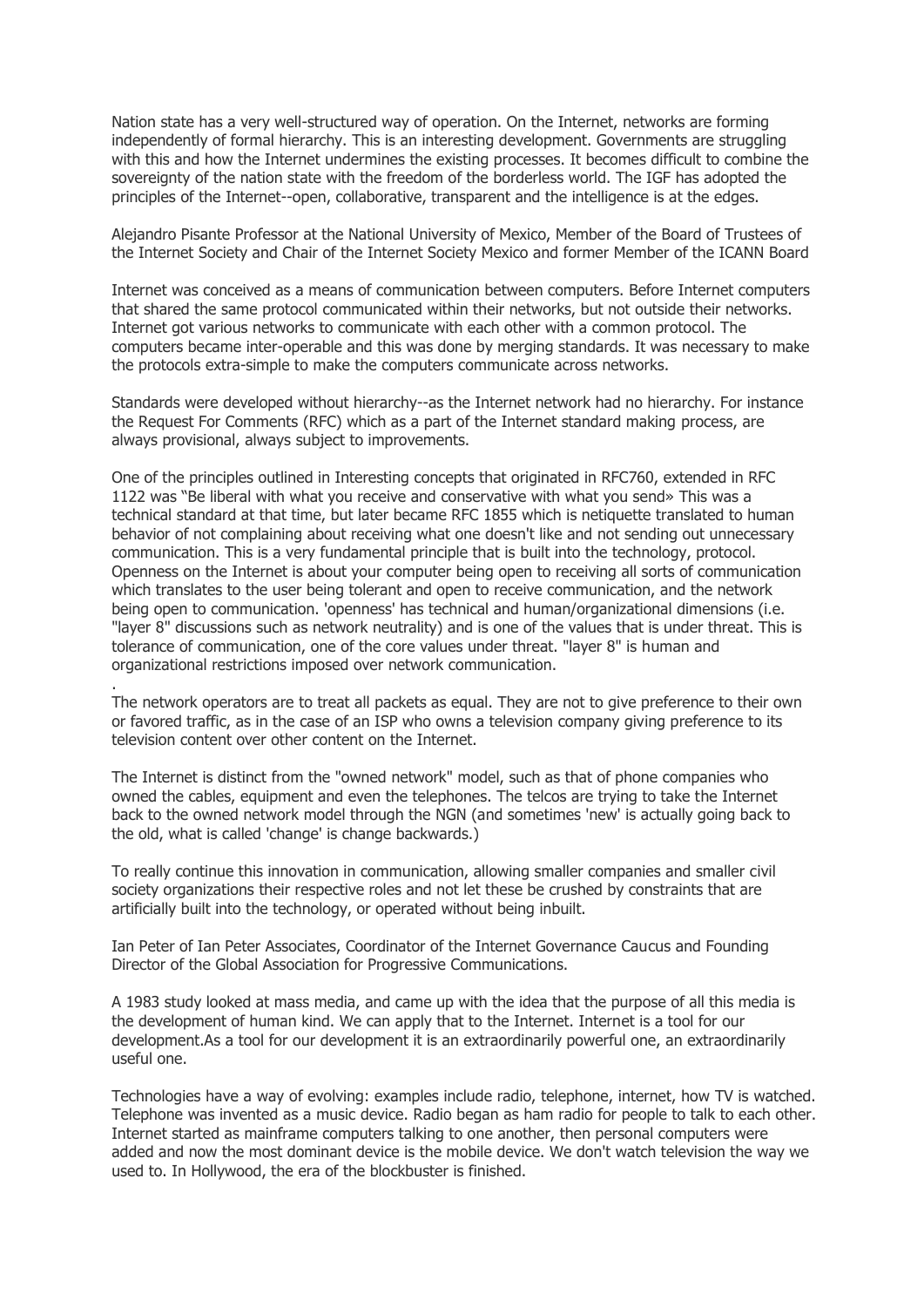Nation state has a very well-structured way of operation. On the Internet, networks are forming independently of formal hierarchy. This is an interesting development. Governments are struggling with this and how the Internet undermines the existing processes. It becomes difficult to combine the sovereignty of the nation state with the freedom of the borderless world. The IGF has adopted the principles of the Internet--open, collaborative, transparent and the intelligence is at the edges.

Alejandro Pisante Professor at the National University of Mexico, Member of the Board of Trustees of the Internet Society and Chair of the Internet Society Mexico and former Member of the ICANN Board

Internet was conceived as a means of communication between computers. Before Internet computers that shared the same protocol communicated within their networks, but not outside their networks. Internet got various networks to communicate with each other with a common protocol. The computers became inter-operable and this was done by merging standards. It was necessary to make the protocols extra-simple to make the computers communicate across networks.

Standards were developed without hierarchy--as the Internet network had no hierarchy. For instance the Request For Comments (RFC) which as a part of the Internet standard making process, are always provisional, always subject to improvements.

One of the principles outlined in Interesting concepts that originated in RFC760, extended in RFC 1122 was "Be liberal with what you receive and conservative with what you send» This was a technical standard at that time, but later became RFC 1855 which is netiquette translated to human behavior of not complaining about receiving what one doesn't like and not sending out unnecessary communication. This is a very fundamental principle that is built into the technology, protocol. Openness on the Internet is about your computer being open to receiving all sorts of communication which translates to the user being tolerant and open to receive communication, and the network being open to communication. 'openness' has technical and human/organizational dimensions (i.e. "layer 8" discussions such as network neutrality) and is one of the values that is under threat. This is tolerance of communication, one of the core values under threat. "layer 8" is human and organizational restrictions imposed over network communication.

.

The network operators are to treat all packets as equal. They are not to give preference to their own or favored traffic, as in the case of an ISP who owns a television company giving preference to its television content over other content on the Internet.

The Internet is distinct from the "owned network" model, such as that of phone companies who owned the cables, equipment and even the telephones. The telcos are trying to take the Internet back to the owned network model through the NGN (and sometimes 'new' is actually going back to the old, what is called 'change' is change backwards.)

To really continue this innovation in communication, allowing smaller companies and smaller civil society organizations their respective roles and not let these be crushed by constraints that are artificially built into the technology, or operated without being inbuilt.

Ian Peter of Ian Peter Associates, Coordinator of the Internet Governance Caucus and Founding Director of the Global Association for Progressive Communications.

A 1983 study looked at mass media, and came up with the idea that the purpose of all this media is the development of human kind. We can apply that to the Internet. Internet is a tool for our development.As a tool for our development it is an extraordinarily powerful one, an extraordinarily useful one.

Technologies have a way of evolving: examples include radio, telephone, internet, how TV is watched. Telephone was invented as a music device. Radio began as ham radio for people to talk to each other. Internet started as mainframe computers talking to one another, then personal computers were added and now the most dominant device is the mobile device. We don't watch television the way we used to. In Hollywood, the era of the blockbuster is finished.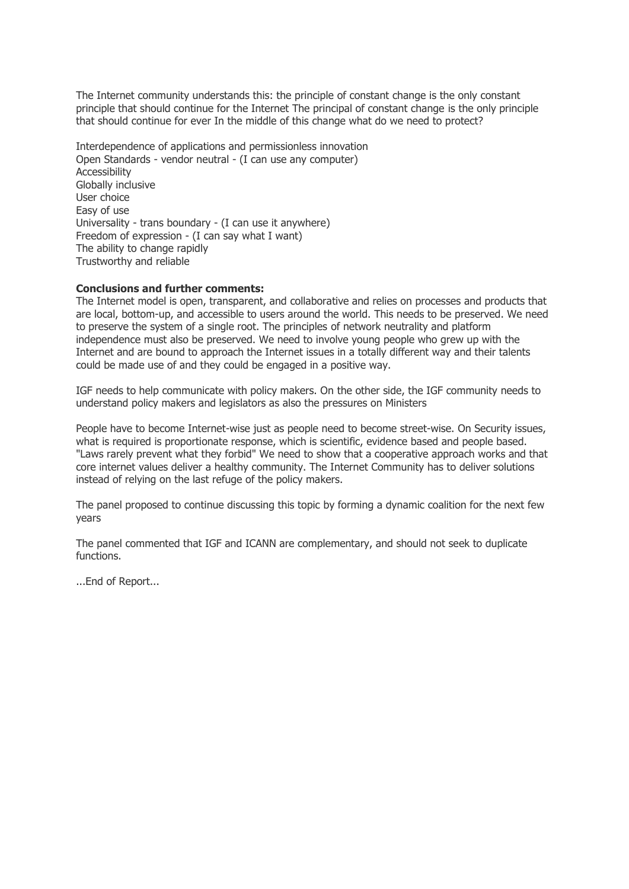The Internet community understands this: the principle of constant change is the only constant principle that should continue for the Internet The principal of constant change is the only principle that should continue for ever In the middle of this change what do we need to protect?

Interdependence of applications and permissionless innovation
Open Standards - vendor neutral - (I can use any computer)
Accessibility
Globally inclusive
User choice
Easy of use
Universality - trans boundary - (I can use it anywhere)
Freedom of expression - (I can say what I want)
The ability to change rapidly
Trustworthy and reliable

**Conclusions and further comments:**
The Internet model is open, transparent, and collaborative and relies on processes and products that are local, bottom-up, and accessible to users around the world. This needs to be preserved. We need to preserve the system of a single root. The principles of network neutrality and platform independence must also be preserved. We need to involve young people who grew up with the Internet and are bound to approach the Internet issues in a totally different way and their talents could be made use of and they could be engaged in a positive way.

IGF needs to help communicate with policy makers. On the other side, the IGF community needs to understand policy makers and legislators as also the pressures on Ministers

People have to become Internet-wise just as people need to become street-wise. On Security issues, what is required is proportionate response, which is scientific, evidence based and people based. "Laws rarely prevent what they forbid" We need to show that a cooperative approach works and that core internet values deliver a healthy community. The Internet Community has to deliver solutions instead of relying on the last refuge of the policy makers.

The panel proposed to continue discussing this topic by forming a dynamic coalition for the next few years

The panel commented that IGF and ICANN are complementary, and should not seek to duplicate functions.

...End of Report...